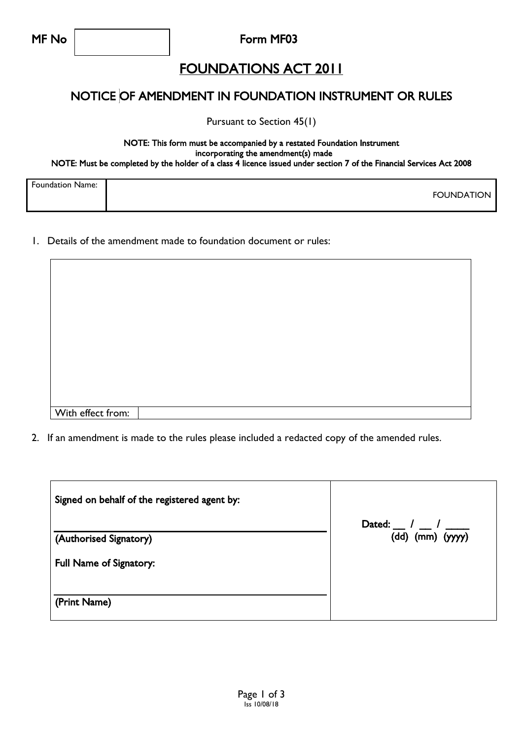| MF No | | Form MF03 |
| --- | --- | --- |

# FOUNDATIONS ACT 2011

## NOTICE OF AMENDMENT IN FOUNDATION INSTRUMENT OR RULES

Pursuant to Section 45(1)

**NOTE: This form must be accompanied by a restated Foundation Instrument incorporating the amendment(s) made**

**NOTE: Must be completed by the holder of a class 4 licence issued under section 7 of the Financial Services Act 2008**

| Foundation Name: | FOUNDATION |
| --- | --- |

1. Details of the amendment made to foundation document or rules:

| | |
| --- | --- |
| | |
| With effect from: | |

2. If an amendment is made to the rules please included a redacted copy of the amended rules.

| | |
| --- | --- |
| **Signed on behalf of the registered agent by:**<br><br>**(Authorised Signatory)**<br><br>**Full Name of Signatory:**<br><br>**(Print Name)** | **Dated: __ / __ / ____**<br>**(dd) (mm) (yyyy)** |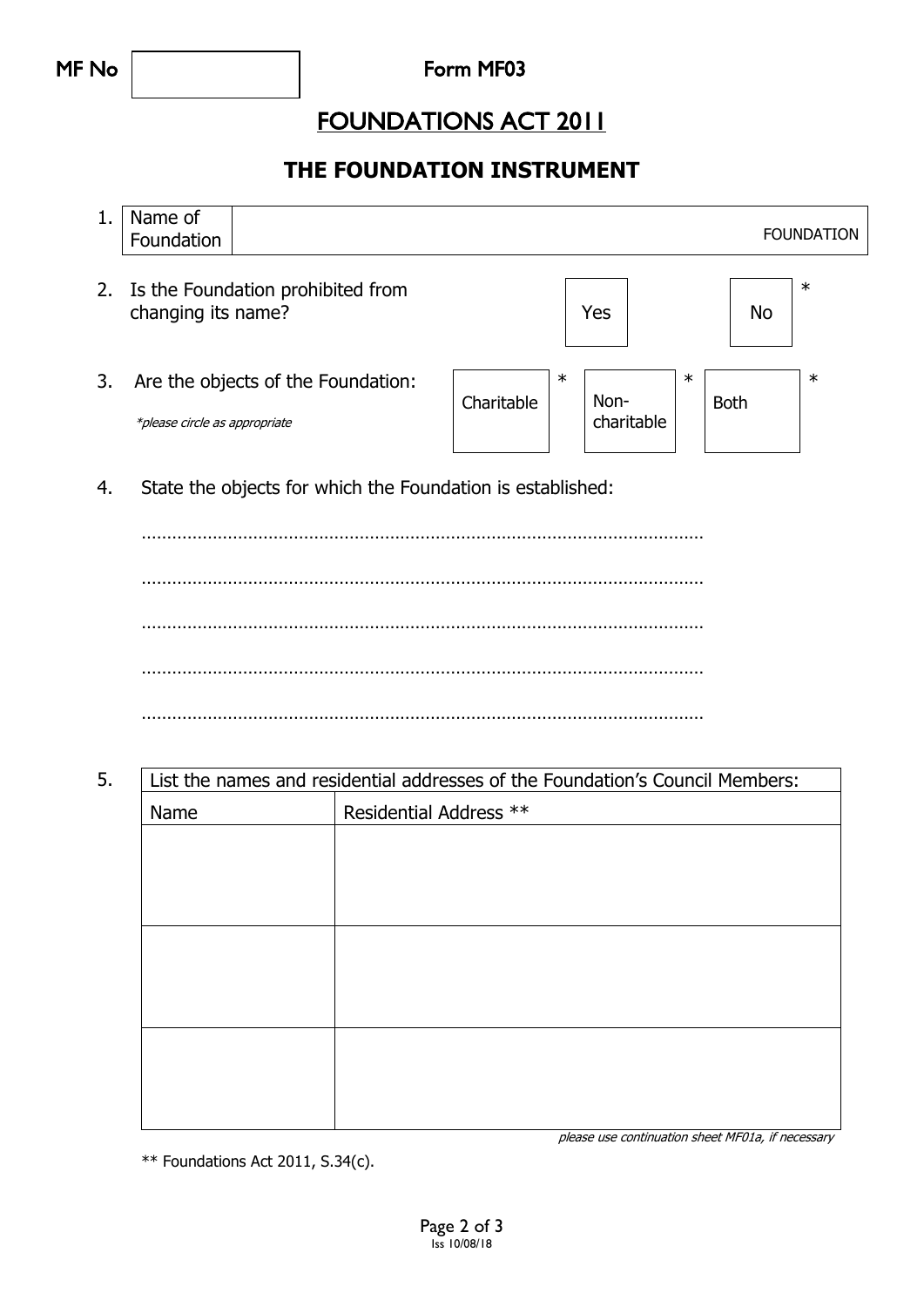MF No | | Form MF03

# FOUNDATIONS ACT 2011

## THE FOUNDATION INSTRUMENT

1. Name of Foundation ______________________ FOUNDATION

2. Is the Foundation prohibited from changing its name? Yes / No *

3. Are the objects of the Foundation: Charitable * / Non-charitable * / Both *

   *\*please circle as appropriate*

4. State the objects for which the Foundation is established:

   …………………………………………………………………………………………………

   …………………………………………………………………………………………………

   …………………………………………………………………………………………………

   …………………………………………………………………………………………………

   …………………………………………………………………………………………………

5. List the names and residential addresses of the Foundation's Council Members:

| Name | Residential Address ** |
|---|---|
| | |
| | |
| | |

*please use continuation sheet MF01a, if necessary*

** Foundations Act 2011, S.34(c).

Iss 10/08/18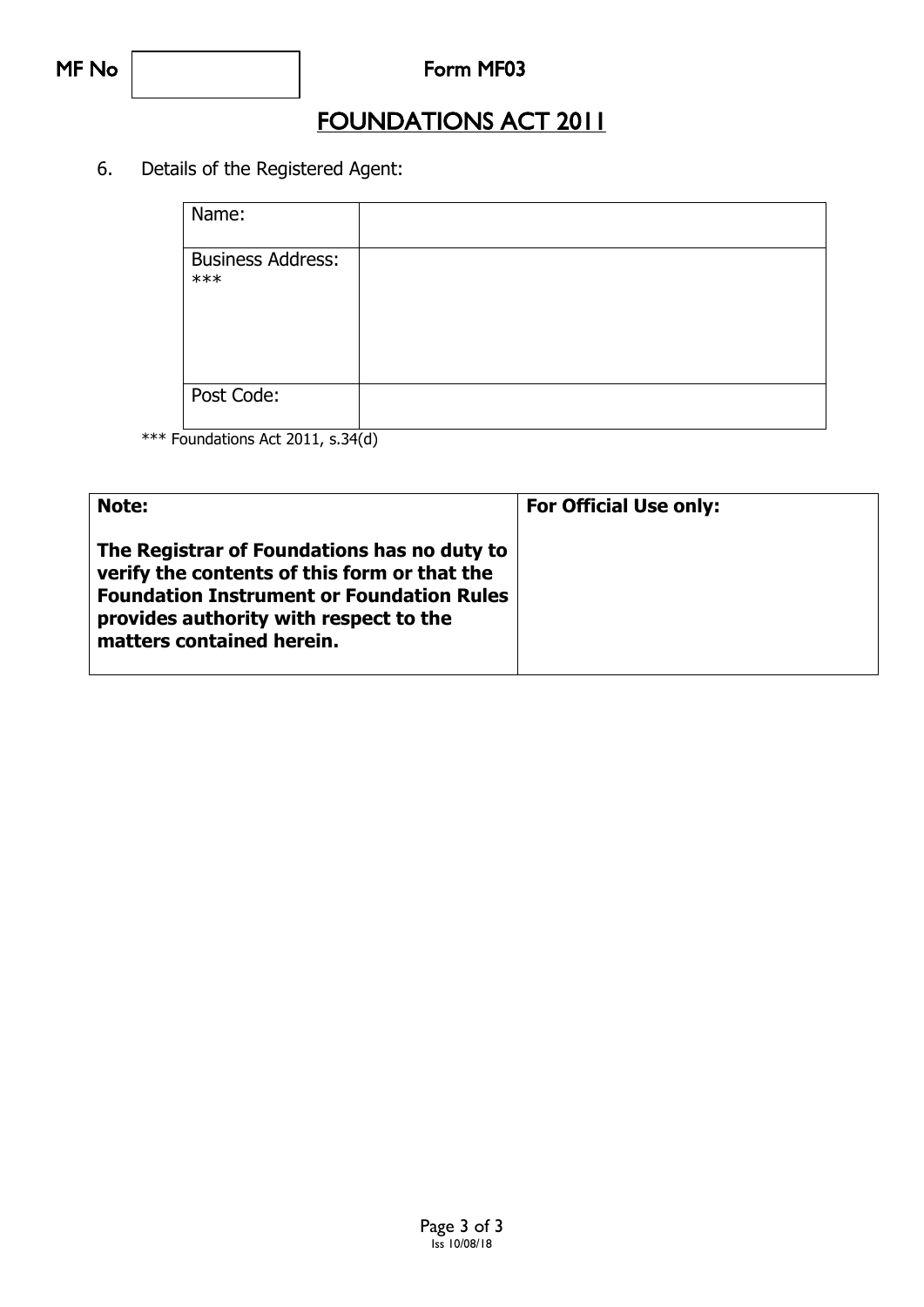MF No | | Form MF03

# FOUNDATIONS ACT 2011

6. Details of the Registered Agent:

| | |
|---|---|
| Name: | |
| Business Address: *** | |
| Post Code: | |

*** Foundations Act 2011, s.34(d)

| Note: | For Official Use only: |
|---|---|
| **The Registrar of Foundations has no duty to verify the contents of this form or that the Foundation Instrument or Foundation Rules provides authority with respect to the matters contained herein.** | |

Iss 10/08/18